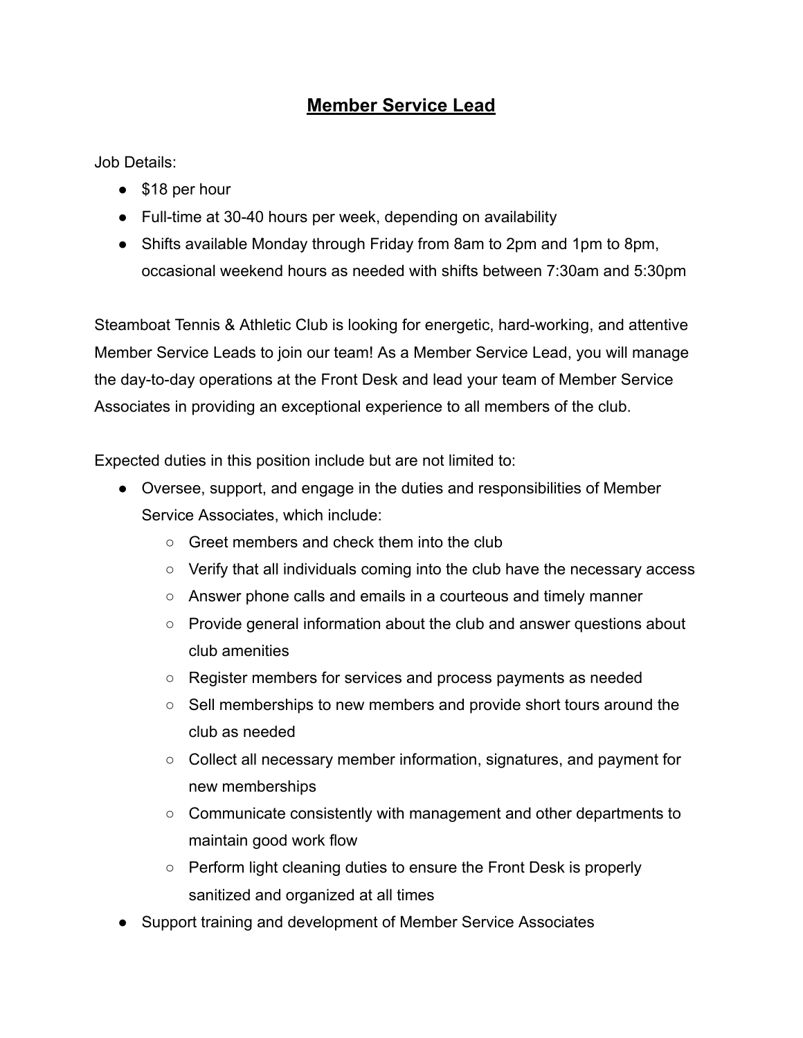# Member Service Lead

Job Details:

- $18 per hour
- Full-time at 30-40 hours per week, depending on availability
- Shifts available Monday through Friday from 8am to 2pm and 1pm to 8pm, occasional weekend hours as needed with shifts between 7:30am and 5:30pm

Steamboat Tennis & Athletic Club is looking for energetic, hard-working, and attentive Member Service Leads to join our team! As a Member Service Lead, you will manage the day-to-day operations at the Front Desk and lead your team of Member Service Associates in providing an exceptional experience to all members of the club.

Expected duties in this position include but are not limited to:

- Oversee, support, and engage in the duties and responsibilities of Member Service Associates, which include:
  - Greet members and check them into the club
  - Verify that all individuals coming into the club have the necessary access
  - Answer phone calls and emails in a courteous and timely manner
  - Provide general information about the club and answer questions about club amenities
  - Register members for services and process payments as needed
  - Sell memberships to new members and provide short tours around the club as needed
  - Collect all necessary member information, signatures, and payment for new memberships
  - Communicate consistently with management and other departments to maintain good work flow
  - Perform light cleaning duties to ensure the Front Desk is properly sanitized and organized at all times
- Support training and development of Member Service Associates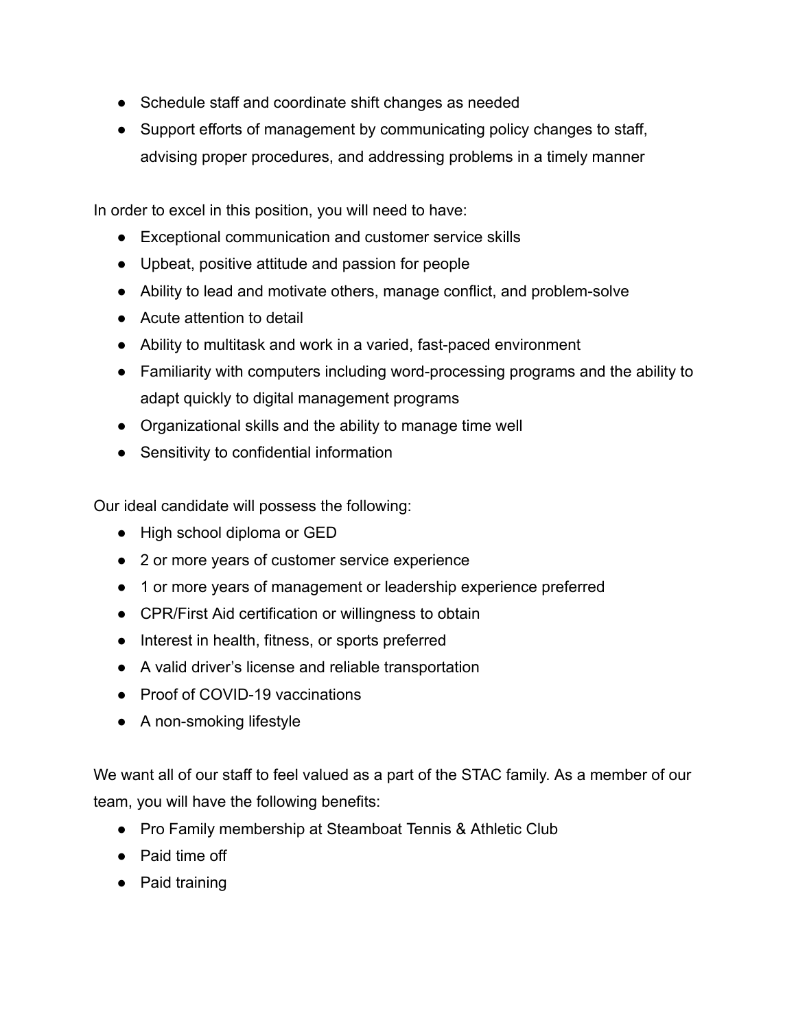- Schedule staff and coordinate shift changes as needed
- Support efforts of management by communicating policy changes to staff, advising proper procedures, and addressing problems in a timely manner

In order to excel in this position, you will need to have:

- Exceptional communication and customer service skills
- Upbeat, positive attitude and passion for people
- Ability to lead and motivate others, manage conflict, and problem-solve
- Acute attention to detail
- Ability to multitask and work in a varied, fast-paced environment
- Familiarity with computers including word-processing programs and the ability to adapt quickly to digital management programs
- Organizational skills and the ability to manage time well
- Sensitivity to confidential information

Our ideal candidate will possess the following:

- High school diploma or GED
- 2 or more years of customer service experience
- 1 or more years of management or leadership experience preferred
- CPR/First Aid certification or willingness to obtain
- Interest in health, fitness, or sports preferred
- A valid driver's license and reliable transportation
- Proof of COVID-19 vaccinations
- A non-smoking lifestyle

We want all of our staff to feel valued as a part of the STAC family. As a member of our team, you will have the following benefits:

- Pro Family membership at Steamboat Tennis & Athletic Club
- Paid time off
- Paid training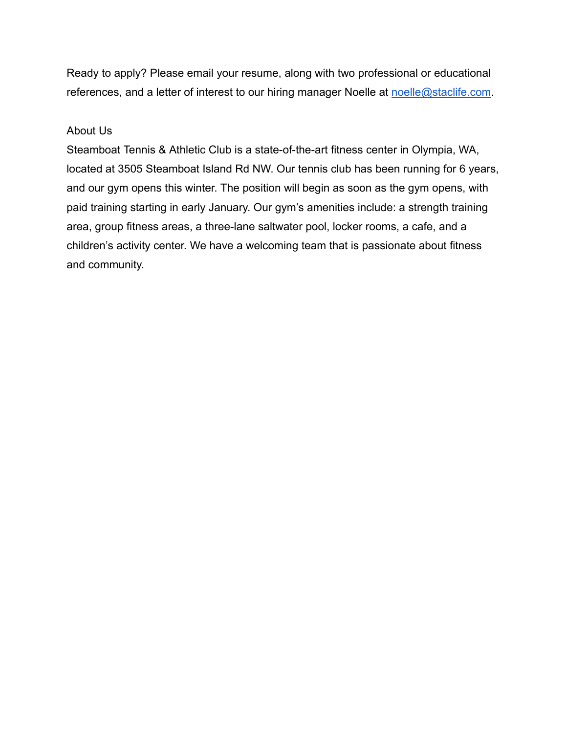Ready to apply? Please email your resume, along with two professional or educational references, and a letter of interest to our hiring manager Noelle at [noelle@staclife.com](mailto:noelle@staclife.com).

## About Us

Steamboat Tennis & Athletic Club is a state-of-the-art fitness center in Olympia, WA, located at 3505 Steamboat Island Rd NW. Our tennis club has been running for 6 years, and our gym opens this winter. The position will begin as soon as the gym opens, with paid training starting in early January. Our gym's amenities include: a strength training area, group fitness areas, a three-lane saltwater pool, locker rooms, a cafe, and a children's activity center. We have a welcoming team that is passionate about fitness and community.